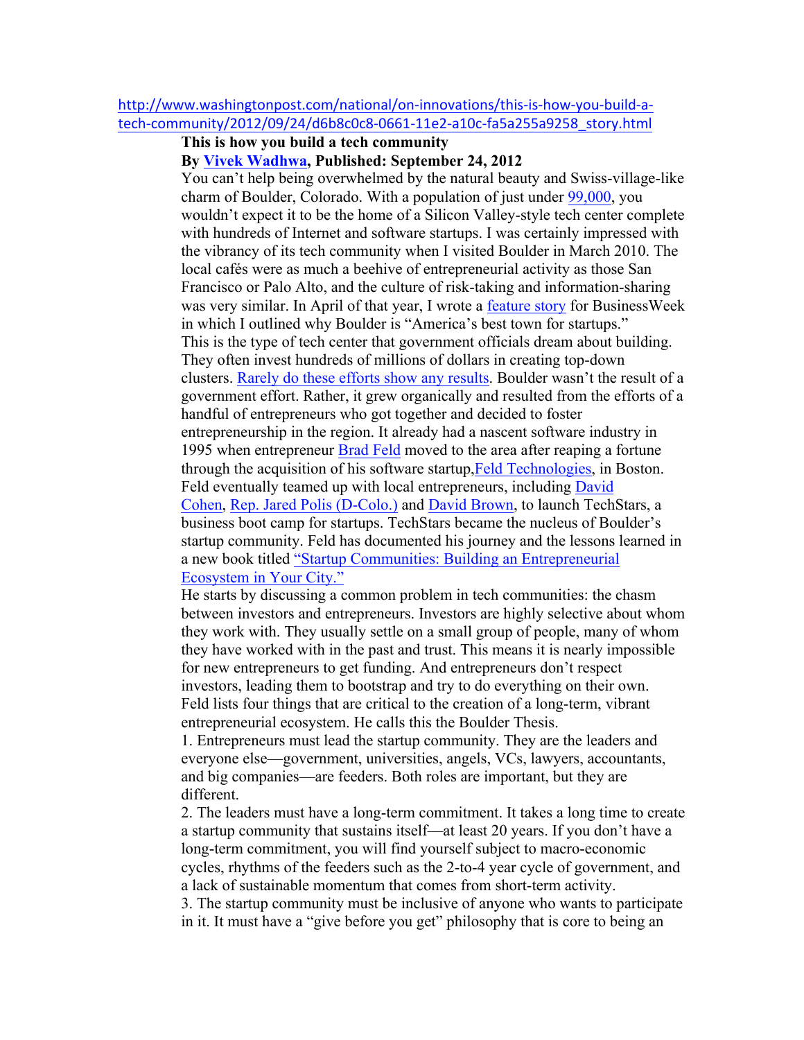http://www.washingtonpost.com/national/on-innovations/this-is-how-you-build-a-tech-community/2012/09/24/d6b8c0c8-0661-11e2-a10c-fa5a255a9258_story.html

**This is how you build a tech community**

**By Vivek Wadhwa, Published: September 24, 2012**

You can't help being overwhelmed by the natural beauty and Swiss-village-like charm of Boulder, Colorado. With a population of just under 99,000, you wouldn't expect it to be the home of a Silicon Valley-style tech center complete with hundreds of Internet and software startups. I was certainly impressed with the vibrancy of its tech community when I visited Boulder in March 2010. The local cafés were as much a beehive of entrepreneurial activity as those San Francisco or Palo Alto, and the culture of risk-taking and information-sharing was very similar. In April of that year, I wrote a feature story for BusinessWeek in which I outlined why Boulder is "America's best town for startups."

This is the type of tech center that government officials dream about building. They often invest hundreds of millions of dollars in creating top-down clusters. Rarely do these efforts show any results. Boulder wasn't the result of a government effort. Rather, it grew organically and resulted from the efforts of a handful of entrepreneurs who got together and decided to foster entrepreneurship in the region. It already had a nascent software industry in 1995 when entrepreneur Brad Feld moved to the area after reaping a fortune through the acquisition of his software startup,Feld Technologies, in Boston. Feld eventually teamed up with local entrepreneurs, including David Cohen, Rep. Jared Polis (D-Colo.) and David Brown, to launch TechStars, a business boot camp for startups. TechStars became the nucleus of Boulder's startup community. Feld has documented his journey and the lessons learned in a new book titled "Startup Communities: Building an Entrepreneurial Ecosystem in Your City."

He starts by discussing a common problem in tech communities: the chasm between investors and entrepreneurs. Investors are highly selective about whom they work with. They usually settle on a small group of people, many of whom they have worked with in the past and trust. This means it is nearly impossible for new entrepreneurs to get funding. And entrepreneurs don't respect investors, leading them to bootstrap and try to do everything on their own.

Feld lists four things that are critical to the creation of a long-term, vibrant entrepreneurial ecosystem. He calls this the Boulder Thesis.

1. Entrepreneurs must lead the startup community. They are the leaders and everyone else—government, universities, angels, VCs, lawyers, accountants, and big companies—are feeders. Both roles are important, but they are different.
2. The leaders must have a long-term commitment. It takes a long time to create a startup community that sustains itself—at least 20 years. If you don't have a long-term commitment, you will find yourself subject to macro-economic cycles, rhythms of the feeders such as the 2-to-4 year cycle of government, and a lack of sustainable momentum that comes from short-term activity.
3. The startup community must be inclusive of anyone who wants to participate in it. It must have a "give before you get" philosophy that is core to being an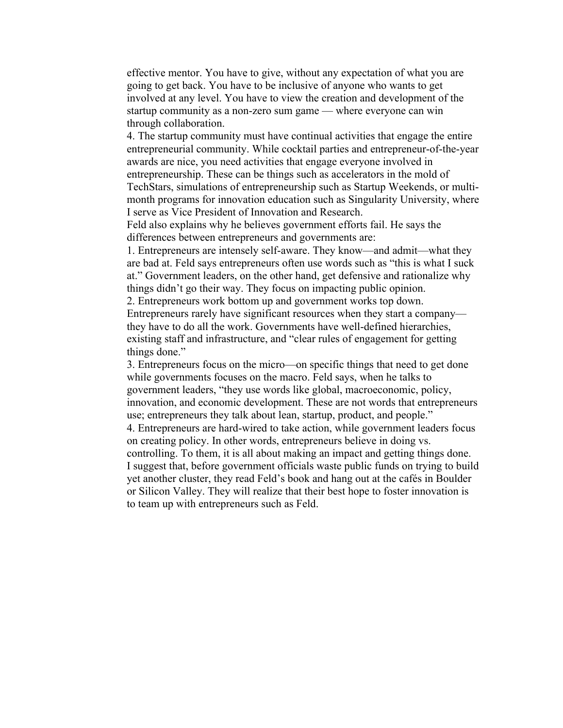effective mentor. You have to give, without any expectation of what you are going to get back. You have to be inclusive of anyone who wants to get involved at any level. You have to view the creation and development of the startup community as a non-zero sum game — where everyone can win through collaboration.

4. The startup community must have continual activities that engage the entire entrepreneurial community. While cocktail parties and entrepreneur-of-the-year awards are nice, you need activities that engage everyone involved in entrepreneurship. These can be things such as accelerators in the mold of TechStars, simulations of entrepreneurship such as Startup Weekends, or multi-month programs for innovation education such as Singularity University, where I serve as Vice President of Innovation and Research.

Feld also explains why he believes government efforts fail. He says the differences between entrepreneurs and governments are:

1. Entrepreneurs are intensely self-aware. They know—and admit—what they are bad at. Feld says entrepreneurs often use words such as "this is what I suck at." Government leaders, on the other hand, get defensive and rationalize why things didn't go their way. They focus on impacting public opinion.
2. Entrepreneurs work bottom up and government works top down. Entrepreneurs rarely have significant resources when they start a company—they have to do all the work. Governments have well-defined hierarchies, existing staff and infrastructure, and "clear rules of engagement for getting things done."
3. Entrepreneurs focus on the micro—on specific things that need to get done while governments focuses on the macro. Feld says, when he talks to government leaders, "they use words like global, macroeconomic, policy, innovation, and economic development. These are not words that entrepreneurs use; entrepreneurs they talk about lean, startup, product, and people."
4. Entrepreneurs are hard-wired to take action, while government leaders focus on creating policy. In other words, entrepreneurs believe in doing vs. controlling. To them, it is all about making an impact and getting things done.

I suggest that, before government officials waste public funds on trying to build yet another cluster, they read Feld's book and hang out at the cafés in Boulder or Silicon Valley. They will realize that their best hope to foster innovation is to team up with entrepreneurs such as Feld.